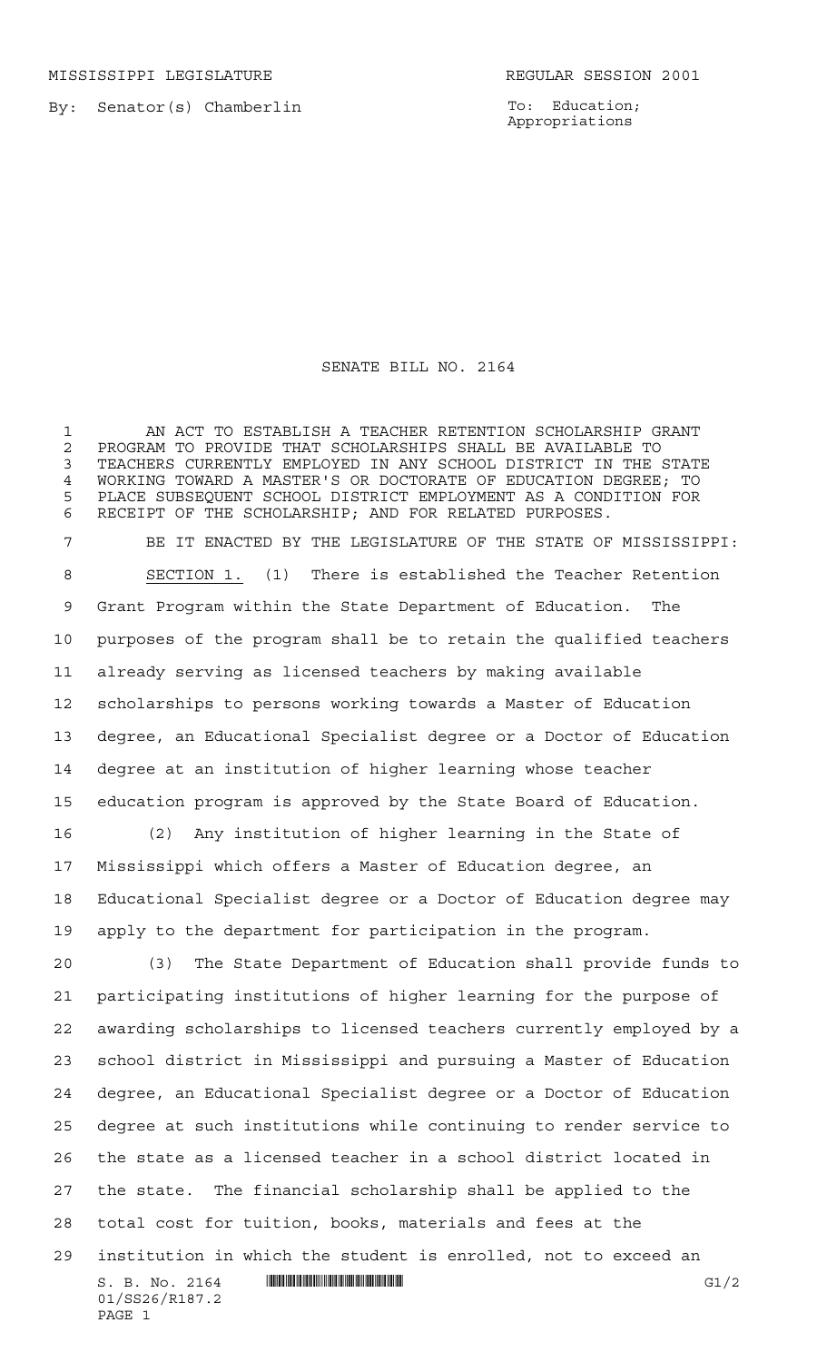MISSISSIPPI LEGISLATURE REGULAR SESSION 2001

By: Senator(s) Chamberlin

To: Education; Appropriations

# SENATE BILL NO. 2164

AN ACT TO ESTABLISH A TEACHER RETENTION SCHOLARSHIP GRANT PROGRAM TO PROVIDE THAT SCHOLARSHIPS SHALL BE AVAILABLE TO TEACHERS CURRENTLY EMPLOYED IN ANY SCHOOL DISTRICT IN THE STATE WORKING TOWARD A MASTER'S OR DOCTORATE OF EDUCATION DEGREE; TO PLACE SUBSEQUENT SCHOOL DISTRICT EMPLOYMENT AS A CONDITION FOR RECEIPT OF THE SCHOLARSHIP; AND FOR RELATED PURPOSES.

BE IT ENACTED BY THE LEGISLATURE OF THE STATE OF MISSISSIPPI:

SECTION 1. (1) There is established the Teacher Retention Grant Program within the State Department of Education. The purposes of the program shall be to retain the qualified teachers already serving as licensed teachers by making available scholarships to persons working towards a Master of Education degree, an Educational Specialist degree or a Doctor of Education degree at an institution of higher learning whose teacher education program is approved by the State Board of Education.

(2) Any institution of higher learning in the State of Mississippi which offers a Master of Education degree, an Educational Specialist degree or a Doctor of Education degree may apply to the department for participation in the program.

(3) The State Department of Education shall provide funds to participating institutions of higher learning for the purpose of awarding scholarships to licensed teachers currently employed by a school district in Mississippi and pursuing a Master of Education degree, an Educational Specialist degree or a Doctor of Education degree at such institutions while continuing to render service to the state as a licensed teacher in a school district located in the state. The financial scholarship shall be applied to the total cost for tuition, books, materials and fees at the institution in which the student is enrolled, not to exceed an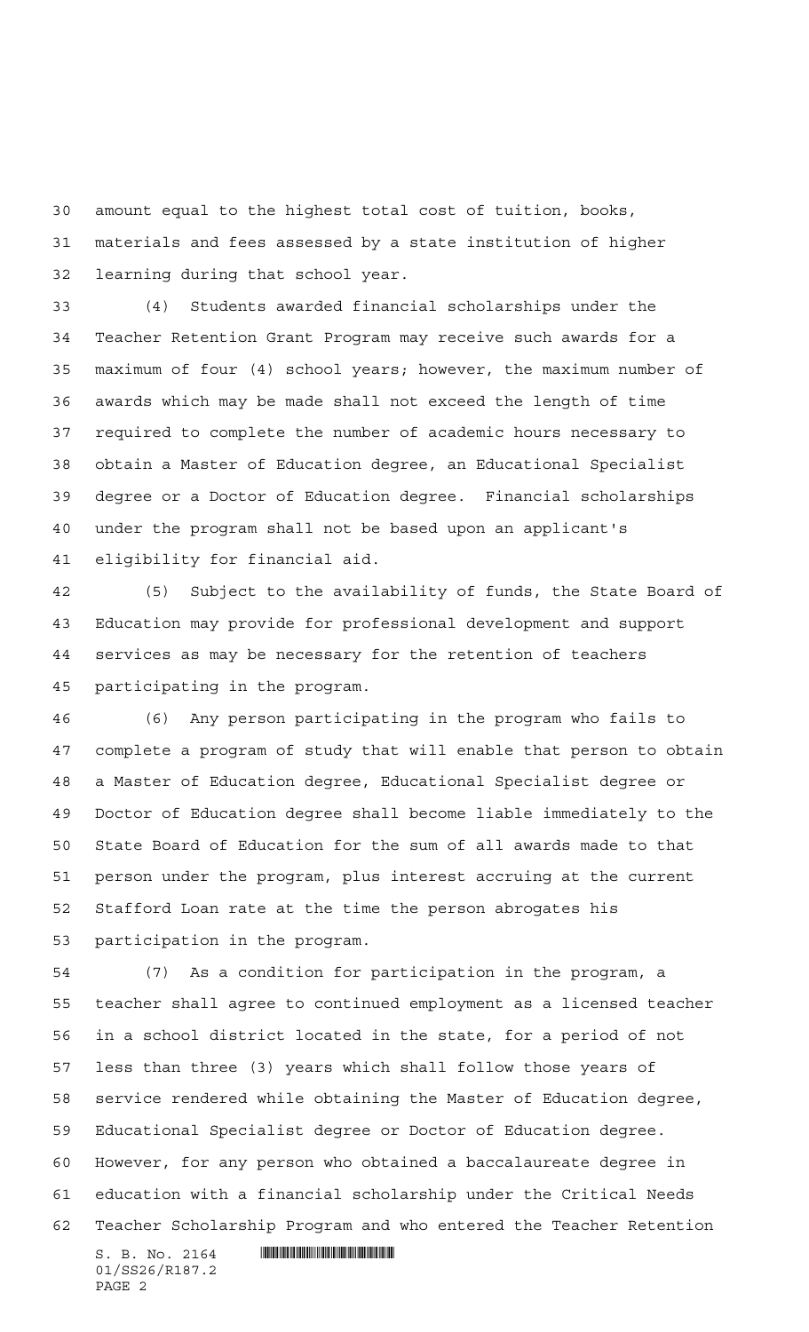amount equal to the highest total cost of tuition, books, materials and fees assessed by a state institution of higher learning during that school year.

(4) Students awarded financial scholarships under the Teacher Retention Grant Program may receive such awards for a maximum of four (4) school years; however, the maximum number of awards which may be made shall not exceed the length of time required to complete the number of academic hours necessary to obtain a Master of Education degree, an Educational Specialist degree or a Doctor of Education degree. Financial scholarships under the program shall not be based upon an applicant's eligibility for financial aid.

(5) Subject to the availability of funds, the State Board of Education may provide for professional development and support services as may be necessary for the retention of teachers participating in the program.

(6) Any person participating in the program who fails to complete a program of study that will enable that person to obtain a Master of Education degree, Educational Specialist degree or Doctor of Education degree shall become liable immediately to the State Board of Education for the sum of all awards made to that person under the program, plus interest accruing at the current Stafford Loan rate at the time the person abrogates his participation in the program.

(7) As a condition for participation in the program, a teacher shall agree to continued employment as a licensed teacher in a school district located in the state, for a period of not less than three (3) years which shall follow those years of service rendered while obtaining the Master of Education degree, Educational Specialist degree or Doctor of Education degree. However, for any person who obtained a baccalaureate degree in education with a financial scholarship under the Critical Needs Teacher Scholarship Program and who entered the Teacher Retention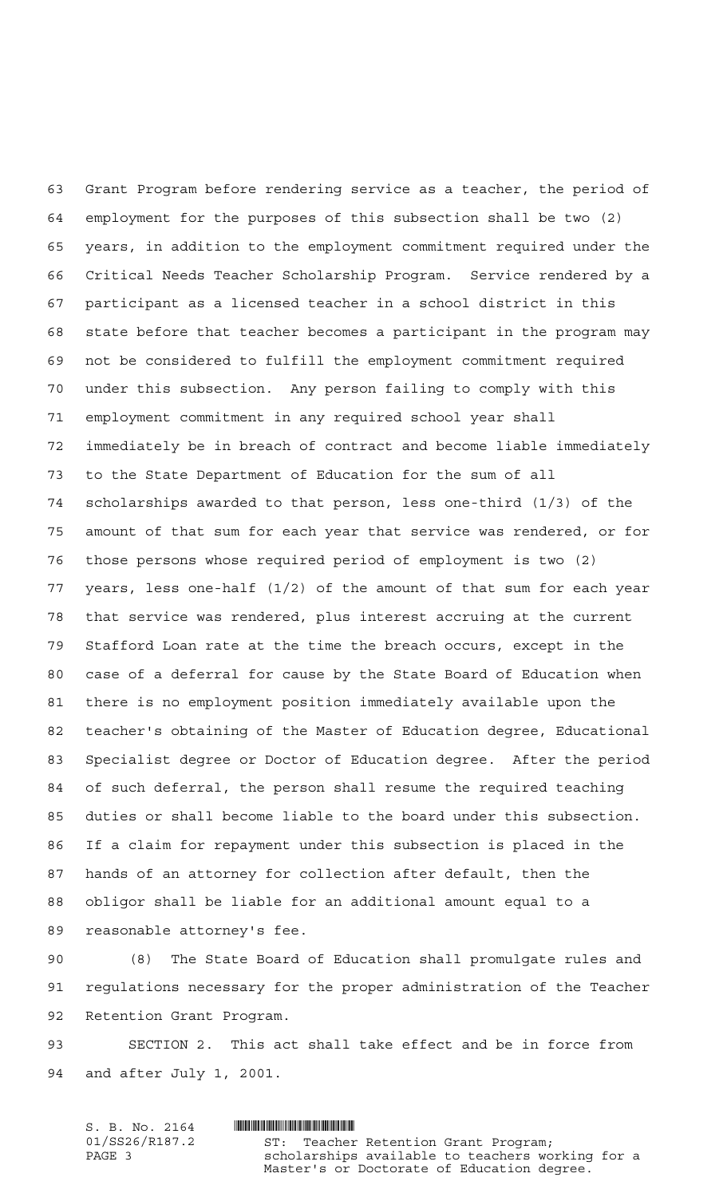Grant Program before rendering service as a teacher, the period of employment for the purposes of this subsection shall be two (2) years, in addition to the employment commitment required under the Critical Needs Teacher Scholarship Program. Service rendered by a participant as a licensed teacher in a school district in this state before that teacher becomes a participant in the program may not be considered to fulfill the employment commitment required under this subsection. Any person failing to comply with this employment commitment in any required school year shall immediately be in breach of contract and become liable immediately to the State Department of Education for the sum of all scholarships awarded to that person, less one-third (1/3) of the amount of that sum for each year that service was rendered, or for those persons whose required period of employment is two (2) years, less one-half (1/2) of the amount of that sum for each year that service was rendered, plus interest accruing at the current Stafford Loan rate at the time the breach occurs, except in the case of a deferral for cause by the State Board of Education when there is no employment position immediately available upon the teacher's obtaining of the Master of Education degree, Educational Specialist degree or Doctor of Education degree. After the period of such deferral, the person shall resume the required teaching duties or shall become liable to the board under this subsection. If a claim for repayment under this subsection is placed in the hands of an attorney for collection after default, then the obligor shall be liable for an additional amount equal to a reasonable attorney's fee.

(8) The State Board of Education shall promulgate rules and regulations necessary for the proper administration of the Teacher Retention Grant Program.

SECTION 2. This act shall take effect and be in force from and after July 1, 2001.

S. B. No. 2164
01/SS26/R187.2

ST: Teacher Retention Grant Program; scholarships available to teachers working for a Master's or Doctorate of Education degree.